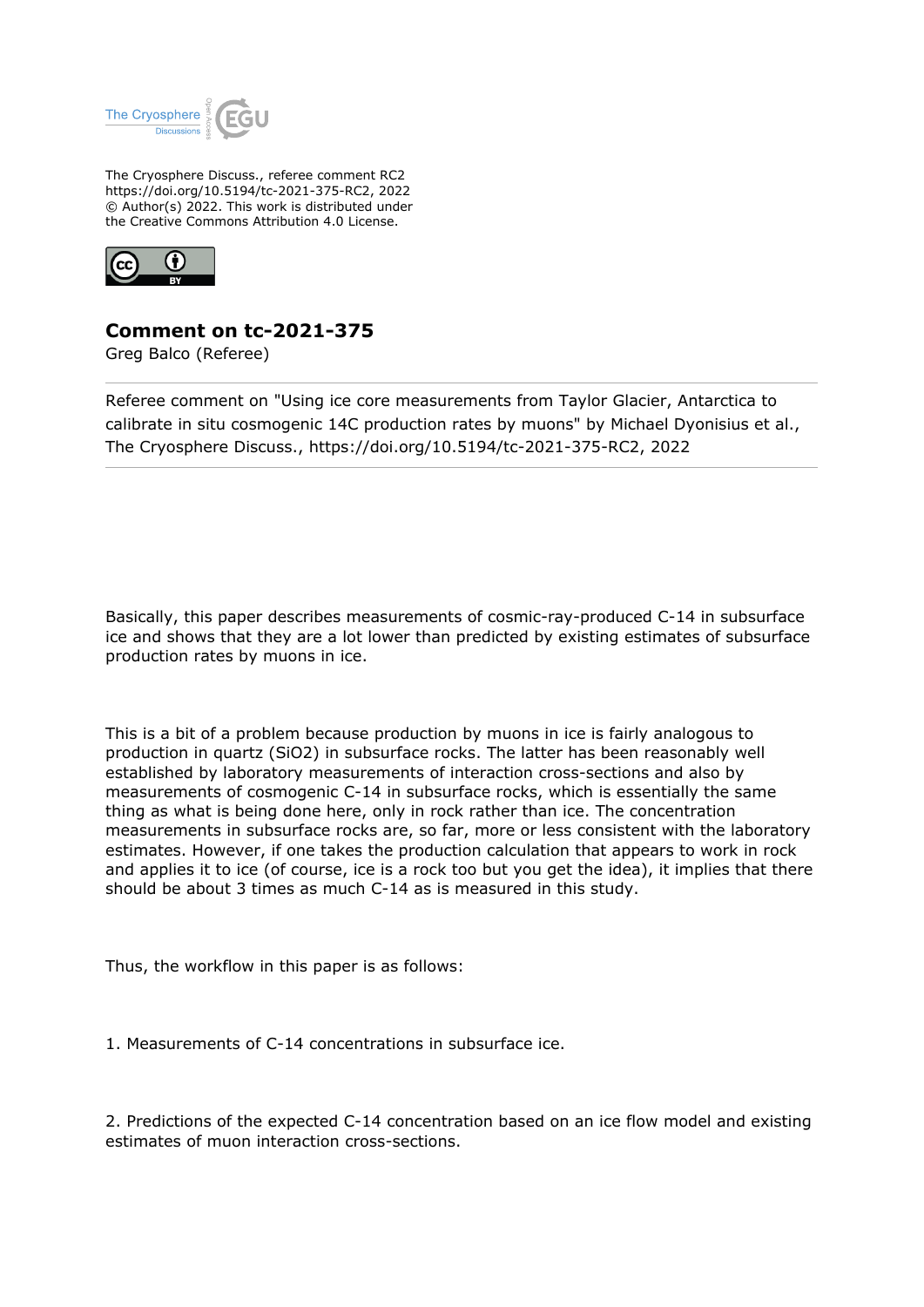The Cryosphere Discuss., referee comment RC2
https://doi.org/10.5194/tc-2021-375-RC2, 2022
© Author(s) 2022. This work is distributed under
the Creative Commons Attribution 4.0 License.

# Comment on tc-2021-375

Greg Balco (Referee)

Referee comment on "Using ice core measurements from Taylor Glacier, Antarctica to calibrate in situ cosmogenic 14C production rates by muons" by Michael Dyonisius et al., The Cryosphere Discuss., https://doi.org/10.5194/tc-2021-375-RC2, 2022

---

Basically, this paper describes measurements of cosmic-ray-produced C-14 in subsurface ice and shows that they are a lot lower than predicted by existing estimates of subsurface production rates by muons in ice.

This is a bit of a problem because production by muons in ice is fairly analogous to production in quartz ($SiO_2$) in subsurface rocks. The latter has been reasonably well established by laboratory measurements of interaction cross-sections and also by measurements of cosmogenic C-14 in subsurface rocks, which is essentially the same thing as what is being done here, only in rock rather than ice. The concentration measurements in subsurface rocks are, so far, more or less consistent with the laboratory estimates. However, if one takes the production calculation that appears to work in rock and applies it to ice (of course, ice is a rock too but you get the idea), it implies that there should be about 3 times as much C-14 as is measured in this study.

Thus, the workflow in this paper is as follows:

1. Measurements of C-14 concentrations in subsurface ice.

2. Predictions of the expected C-14 concentration based on an ice flow model and existing estimates of muon interaction cross-sections.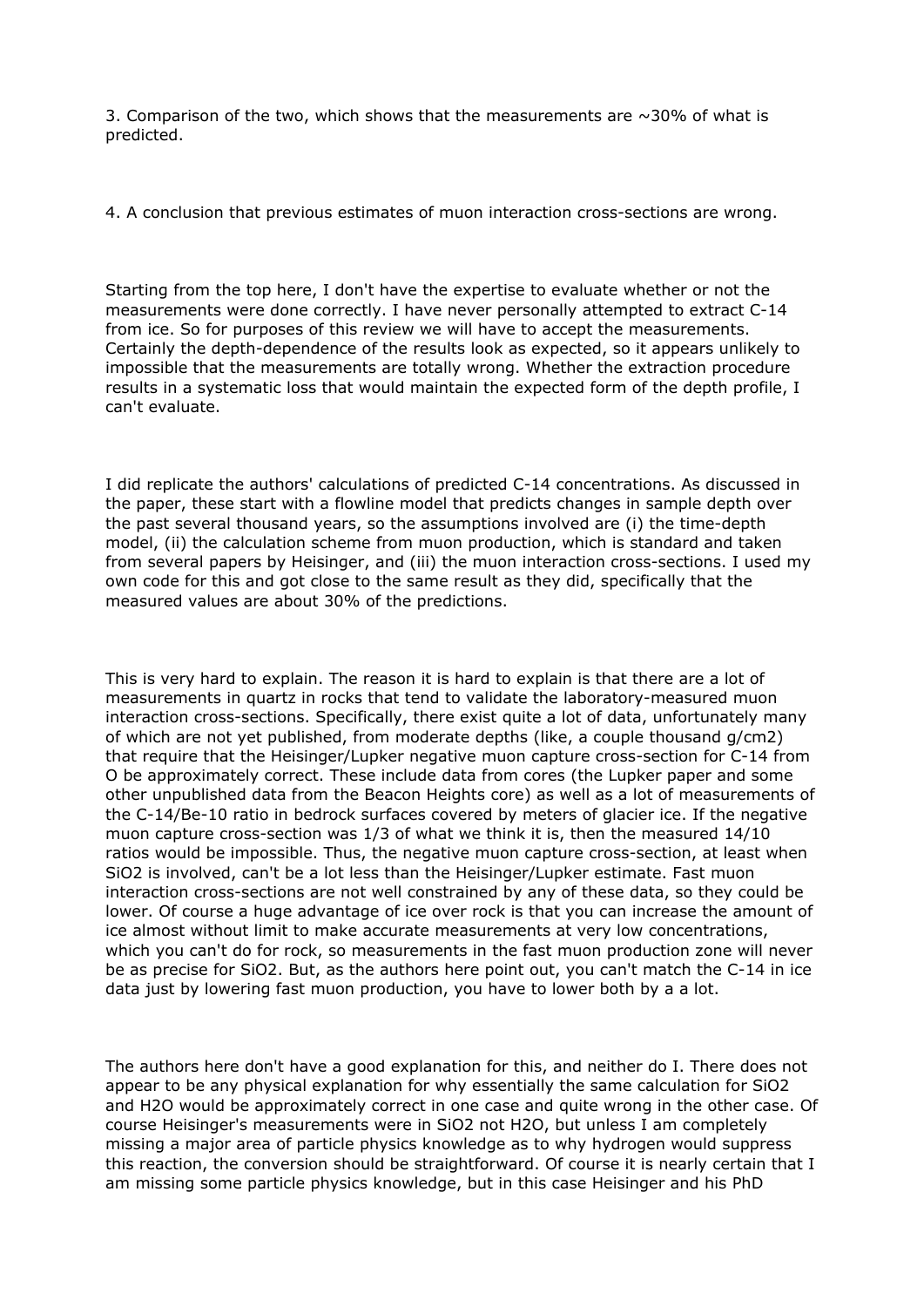3. Comparison of the two, which shows that the measurements are ~30% of what is predicted.

4. A conclusion that previous estimates of muon interaction cross-sections are wrong.

Starting from the top here, I don't have the expertise to evaluate whether or not the measurements were done correctly. I have never personally attempted to extract C-14 from ice. So for purposes of this review we will have to accept the measurements. Certainly the depth-dependence of the results look as expected, so it appears unlikely to impossible that the measurements are totally wrong. Whether the extraction procedure results in a systematic loss that would maintain the expected form of the depth profile, I can't evaluate.

I did replicate the authors' calculations of predicted C-14 concentrations. As discussed in the paper, these start with a flowline model that predicts changes in sample depth over the past several thousand years, so the assumptions involved are (i) the time-depth model, (ii) the calculation scheme from muon production, which is standard and taken from several papers by Heisinger, and (iii) the muon interaction cross-sections. I used my own code for this and got close to the same result as they did, specifically that the measured values are about 30% of the predictions.

This is very hard to explain. The reason it is hard to explain is that there are a lot of measurements in quartz in rocks that tend to validate the laboratory-measured muon interaction cross-sections. Specifically, there exist quite a lot of data, unfortunately many of which are not yet published, from moderate depths (like, a couple thousand g/cm2) that require that the Heisinger/Lupker negative muon capture cross-section for C-14 from O be approximately correct. These include data from cores (the Lupker paper and some other unpublished data from the Beacon Heights core) as well as a lot of measurements of the C-14/Be-10 ratio in bedrock surfaces covered by meters of glacier ice. If the negative muon capture cross-section was 1/3 of what we think it is, then the measured 14/10 ratios would be impossible. Thus, the negative muon capture cross-section, at least when $SiO_2$ is involved, can't be a lot less than the Heisinger/Lupker estimate. Fast muon interaction cross-sections are not well constrained by any of these data, so they could be lower. Of course a huge advantage of ice over rock is that you can increase the amount of ice almost without limit to make accurate measurements at very low concentrations, which you can't do for rock, so measurements in the fast muon production zone will never be as precise for $SiO_2$. But, as the authors here point out, you can't match the C-14 in ice data just by lowering fast muon production, you have to lower both by a a lot.

The authors here don't have a good explanation for this, and neither do I. There does not appear to be any physical explanation for why essentially the same calculation for $SiO_2$ and $H_2O$ would be approximately correct in one case and quite wrong in the other case. Of course Heisinger's measurements were in $SiO_2$ not $H_2O$, but unless I am completely missing a major area of particle physics knowledge as to why hydrogen would suppress this reaction, the conversion should be straightforward. Of course it is nearly certain that I am missing some particle physics knowledge, but in this case Heisinger and his PhD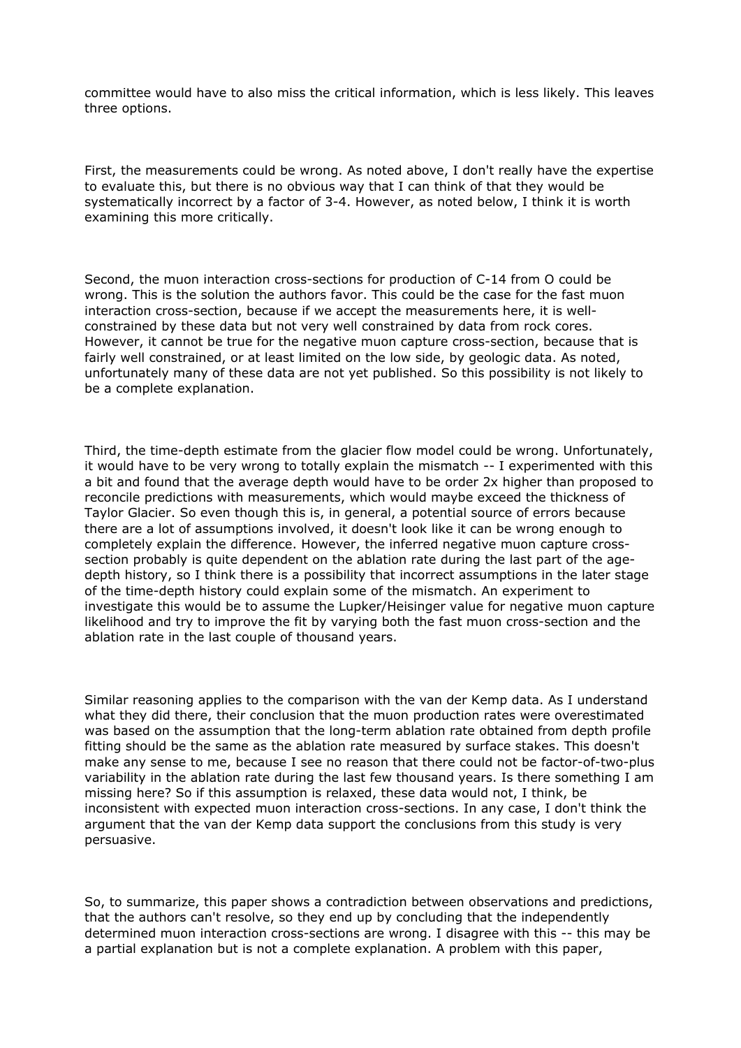committee would have to also miss the critical information, which is less likely. This leaves three options.

First, the measurements could be wrong. As noted above, I don't really have the expertise to evaluate this, but there is no obvious way that I can think of that they would be systematically incorrect by a factor of 3-4. However, as noted below, I think it is worth examining this more critically.

Second, the muon interaction cross-sections for production of C-14 from O could be wrong. This is the solution the authors favor. This could be the case for the fast muon interaction cross-section, because if we accept the measurements here, it is well-constrained by these data but not very well constrained by data from rock cores. However, it cannot be true for the negative muon capture cross-section, because that is fairly well constrained, or at least limited on the low side, by geologic data. As noted, unfortunately many of these data are not yet published. So this possibility is not likely to be a complete explanation.

Third, the time-depth estimate from the glacier flow model could be wrong. Unfortunately, it would have to be very wrong to totally explain the mismatch -- I experimented with this a bit and found that the average depth would have to be order 2x higher than proposed to reconcile predictions with measurements, which would maybe exceed the thickness of Taylor Glacier. So even though this is, in general, a potential source of errors because there are a lot of assumptions involved, it doesn't look like it can be wrong enough to completely explain the difference. However, the inferred negative muon capture cross-section probably is quite dependent on the ablation rate during the last part of the age-depth history, so I think there is a possibility that incorrect assumptions in the later stage of the time-depth history could explain some of the mismatch. An experiment to investigate this would be to assume the Lupker/Heisinger value for negative muon capture likelihood and try to improve the fit by varying both the fast muon cross-section and the ablation rate in the last couple of thousand years.

Similar reasoning applies to the comparison with the van der Kemp data. As I understand what they did there, their conclusion that the muon production rates were overestimated was based on the assumption that the long-term ablation rate obtained from depth profile fitting should be the same as the ablation rate measured by surface stakes. This doesn't make any sense to me, because I see no reason that there could not be factor-of-two-plus variability in the ablation rate during the last few thousand years. Is there something I am missing here? So if this assumption is relaxed, these data would not, I think, be inconsistent with expected muon interaction cross-sections. In any case, I don't think the argument that the van der Kemp data support the conclusions from this study is very persuasive.

So, to summarize, this paper shows a contradiction between observations and predictions, that the authors can't resolve, so they end up by concluding that the independently determined muon interaction cross-sections are wrong. I disagree with this -- this may be a partial explanation but is not a complete explanation. A problem with this paper,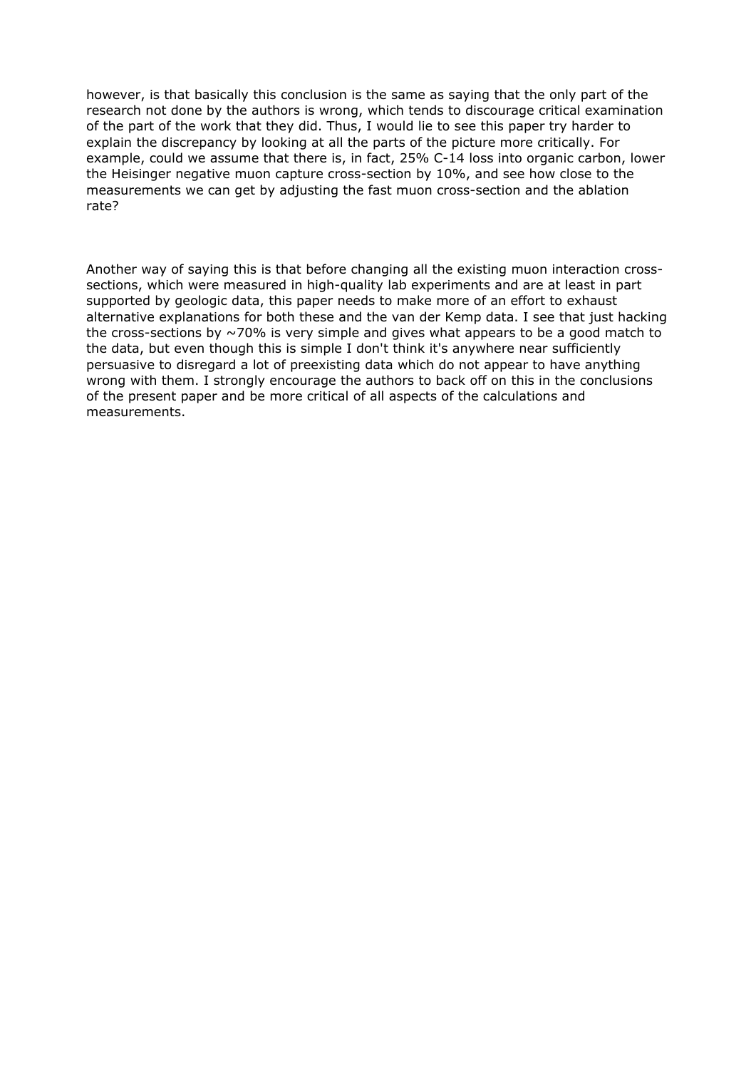however, is that basically this conclusion is the same as saying that the only part of the research not done by the authors is wrong, which tends to discourage critical examination of the part of the work that they did. Thus, I would lie to see this paper try harder to explain the discrepancy by looking at all the parts of the picture more critically. For example, could we assume that there is, in fact, 25% C-14 loss into organic carbon, lower the Heisinger negative muon capture cross-section by 10%, and see how close to the measurements we can get by adjusting the fast muon cross-section and the ablation rate?

Another way of saying this is that before changing all the existing muon interaction cross-sections, which were measured in high-quality lab experiments and are at least in part supported by geologic data, this paper needs to make more of an effort to exhaust alternative explanations for both these and the van der Kemp data. I see that just hacking the cross-sections by ~70% is very simple and gives what appears to be a good match to the data, but even though this is simple I don't think it's anywhere near sufficiently persuasive to disregard a lot of preexisting data which do not appear to have anything wrong with them. I strongly encourage the authors to back off on this in the conclusions of the present paper and be more critical of all aspects of the calculations and measurements.